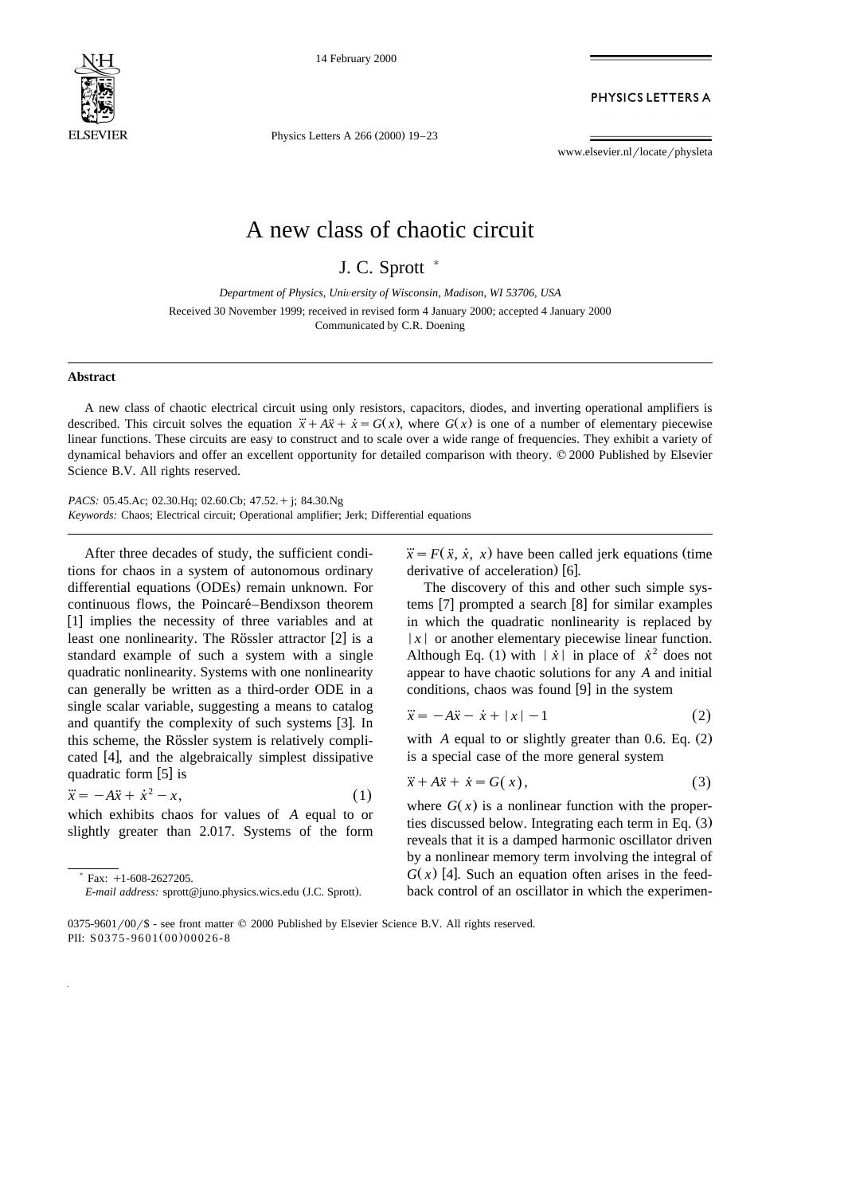# A new class of chaotic circuit

J. C. Sprott *

*Department of Physics, University of Wisconsin, Madison, WI 53706, USA*

Received 30 November 1999; received in revised form 4 January 2000; accepted 4 January 2000
Communicated by C.R. Doening

### Abstract

A new class of chaotic electrical circuit using only resistors, capacitors, diodes, and inverting operational amplifiers is described. This circuit solves the equation $\dddot{x} + A\ddot{x} + \dot{x} = G(x)$, where $G(x)$ is one of a number of elementary piecewise linear functions. These circuits are easy to construct and to scale over a wide range of frequencies. They exhibit a variety of dynamical behaviors and offer an excellent opportunity for detailed comparison with theory. © 2000 Published by Elsevier Science B.V. All rights reserved.

*PACS:* 05.45.Ac; 02.30.Hq; 02.60.Cb; 47.52.+j; 84.30.Ng
*Keywords:* Chaos; Electrical circuit; Operational amplifier; Jerk; Differential equations

After three decades of study, the sufficient conditions for chaos in a system of autonomous ordinary differential equations (ODEs) remain unknown. For continuous flows, the Poincaré–Bendixson theorem [1] implies the necessity of three variables and at least one nonlinearity. The Rössler attractor [2] is a standard example of such a system with a single quadratic nonlinearity. Systems with one nonlinearity can generally be written as a third-order ODE in a single scalar variable, suggesting a means to catalog and quantify the complexity of such systems [3]. In this scheme, the Rössler system is relatively complicated [4], and the algebraically simplest dissipative quadratic form [5] is

$$\dddot{x} = -A\ddot{x} + \dot{x}^2 - x, \tag{1}$$

which exhibits chaos for values of $A$ equal to or slightly greater than 2.017. Systems of the form $\dddot{x} = F(\ddot{x}, \dot{x}, x)$ have been called jerk equations (time derivative of acceleration) [6].

The discovery of this and other such simple systems [7] prompted a search [8] for similar examples in which the quadratic nonlinearity is replaced by $|x|$ or another elementary piecewise linear function. Although Eq. (1) with $|\dot{x}|$ in place of $\dot{x}^2$ does not appear to have chaotic solutions for any $A$ and initial conditions, chaos was found [9] in the system

$$\dddot{x} = -A\ddot{x} - \dot{x} + |x| - 1 \tag{2}$$

with $A$ equal to or slightly greater than 0.6. Eq. (2) is a special case of the more general system

$$\dddot{x} + A\ddot{x} + \dot{x} = G(x), \tag{3}$$

where $G(x)$ is a nonlinear function with the properties discussed below. Integrating each term in Eq. (3) reveals that it is a damped harmonic oscillator driven by a nonlinear memory term involving the integral of $G(x)$ [4]. Such an equation often arises in the feedback control of an oscillator in which the experimen-

* Fax: +1-608-2627205.
*E-mail address:* sprott@juno.physics.wics.edu (J.C. Sprott).

0375-9601/00/$ - see front matter © 2000 Published by Elsevier Science B.V. All rights reserved.
PII: S0375-9601(00)00026-8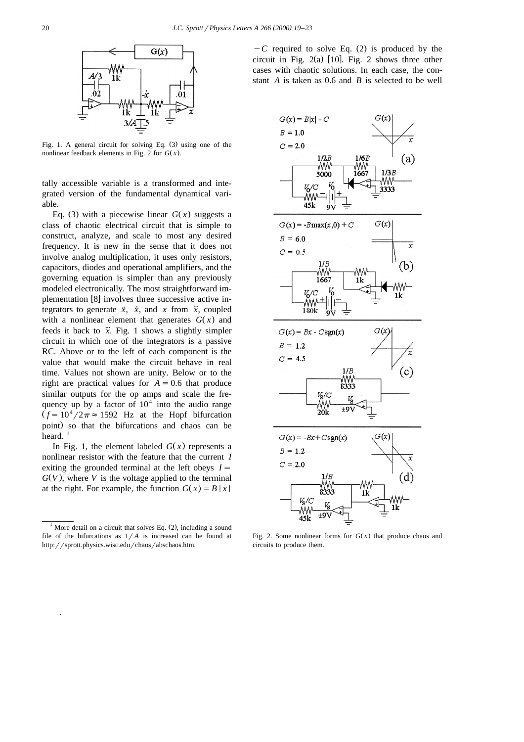Fig. 1. A general circuit for solving Eq. (3) using one of the nonlinear feedback elements in Fig. 2 for $G(x)$.

tally accessible variable is a transformed and integrated version of the fundamental dynamical variable.

Eq. (3) with a piecewise linear $G(x)$ suggests a class of chaotic electrical circuit that is simple to construct, analyze, and scale to most any desired frequency. It is new in the sense that it does not involve analog multiplication, it uses only resistors, capacitors, diodes and operational amplifiers, and the governing equation is simpler than any previously modeled electronically. The most straightforward implementation [8] involves three successive active integrators to generate $\ddot{x}$, $\dot{x}$, and $x$ from $\dddot{x}$, coupled with a nonlinear element that generates $G(x)$ and feeds it back to $\dddot{x}$. Fig. 1 shows a slightly simpler circuit in which one of the integrators is a passive RC. Above or to the left of each component is the value that would make the circuit behave in real time. Values not shown are unity. Below or to the right are practical values for $A = 0.6$ that produce similar outputs for the op amps and scale the frequency up by a factor of $10^4$ into the audio range ($f = 10^4/2\pi \approx 1592$ Hz at the Hopf bifurcation point) so that the bifurcations and chaos can be heard. [1]

In Fig. 1, the element labeled $G(x)$ represents a nonlinear resistor with the feature that the current $I$ exiting the grounded terminal at the left obeys $I = G(V)$, where $V$ is the voltage applied to the terminal at the right. For example, the function $G(x) = B|x| - C$ required to solve Eq. (2) is produced by the circuit in Fig. 2(a) [10]. Fig. 2 shows three other cases with chaotic solutions. In each case, the constant $A$ is taken as 0.6 and $B$ is selected to be well

Fig. 2. Some nonlinear forms for $G(x)$ that produce chaos and circuits to produce them.

[1] More detail on a circuit that solves Eq. (2), including a sound file of the bifurcations as $1/A$ is increased can be found at http://sprott.physics.wisc.edu/chaos/abschaos.htm.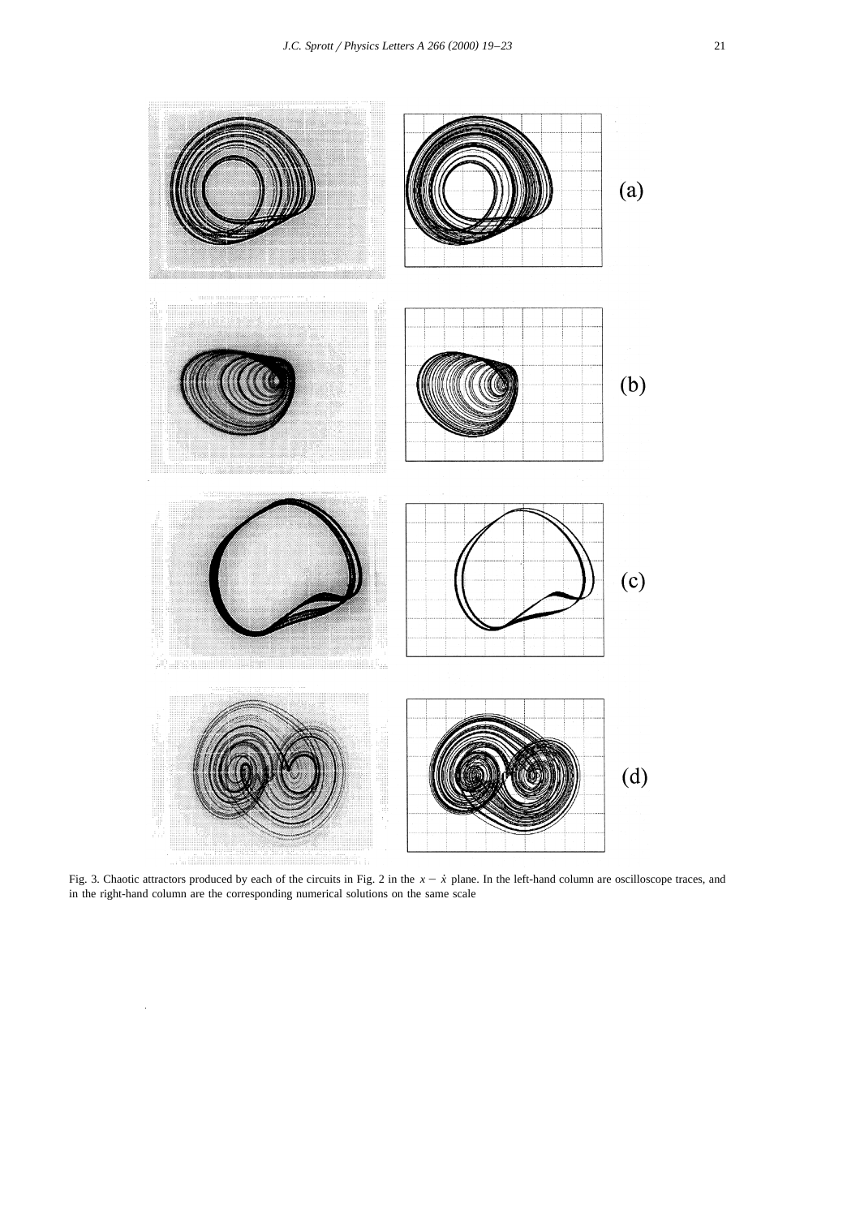Fig. 3. Chaotic attractors produced by each of the circuits in Fig. 2 in the $x - \dot{x}$ plane. In the left-hand column are oscilloscope traces, and in the right-hand column are the corresponding numerical solutions on the same scale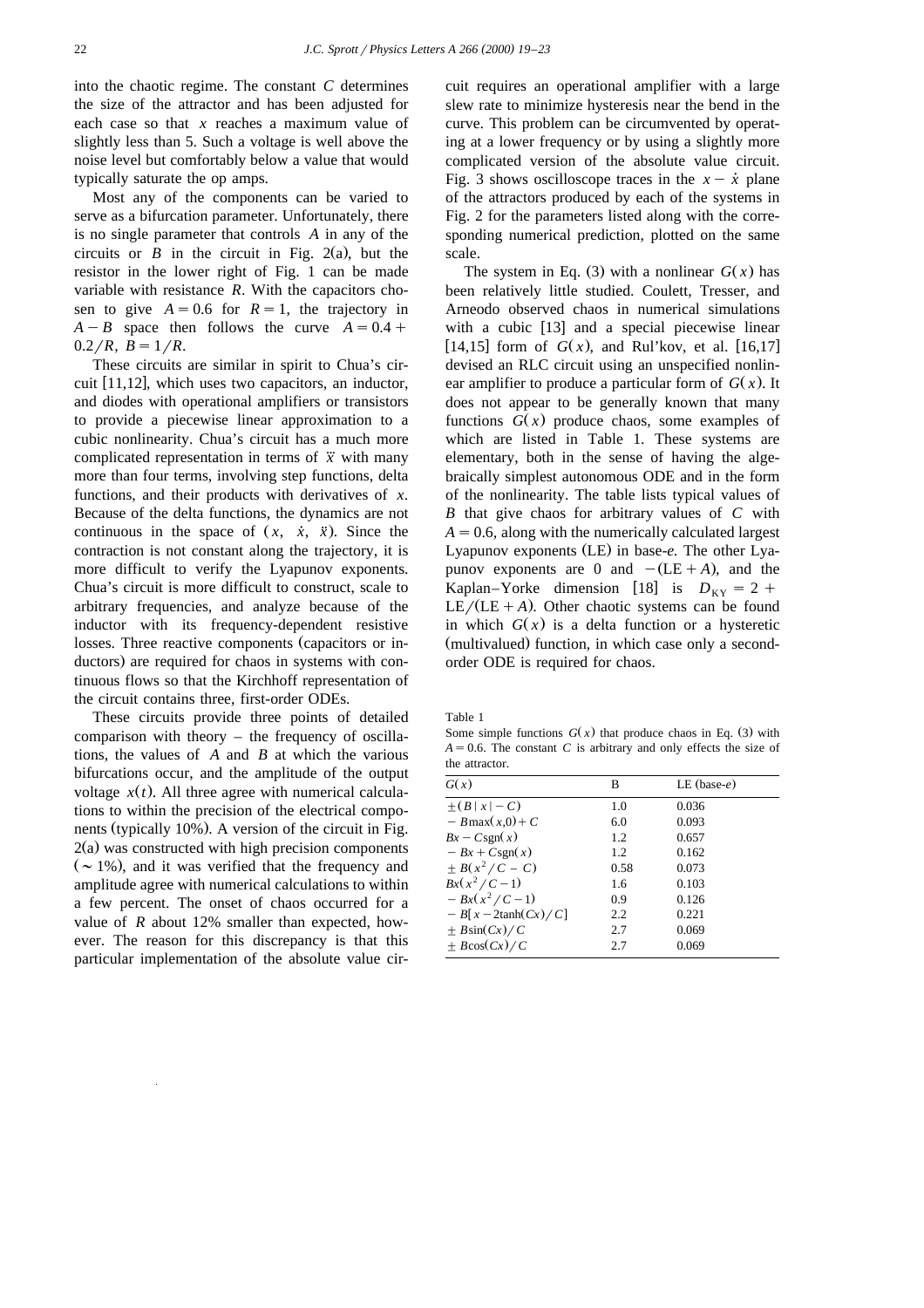into the chaotic regime. The constant $C$ determines the size of the attractor and has been adjusted for each case so that $x$ reaches a maximum value of slightly less than 5. Such a voltage is well above the noise level but comfortably below a value that would typically saturate the op amps.

Most any of the components can be varied to serve as a bifurcation parameter. Unfortunately, there is no single parameter that controls $A$ in any of the circuits or $B$ in the circuit in Fig. 2(a), but the resistor in the lower right of Fig. 1 can be made variable with resistance $R$. With the capacitors chosen to give $A = 0.6$ for $R = 1$, the trajectory in $A - B$ space then follows the curve $A = 0.4 + 0.2/R$, $B = 1/R$.

These circuits are similar in spirit to Chua's circuit [11,12], which uses two capacitors, an inductor, and diodes with operational amplifiers or transistors to provide a piecewise linear approximation to a cubic nonlinearity. Chua's circuit has a much more complicated representation in terms of $\dddot{x}$ with many more than four terms, involving step functions, delta functions, and their products with derivatives of $x$. Because of the delta functions, the dynamics are not continuous in the space of $(x, \dot{x}, \ddot{x})$. Since the contraction is not constant along the trajectory, it is more difficult to verify the Lyapunov exponents. Chua's circuit is more difficult to construct, scale to arbitrary frequencies, and analyze because of the inductor with its frequency-dependent resistive losses. Three reactive components (capacitors or inductors) are required for chaos in systems with continuous flows so that the Kirchhoff representation of the circuit contains three, first-order ODEs.

These circuits provide three points of detailed comparison with theory – the frequency of oscillations, the values of $A$ and $B$ at which the various bifurcations occur, and the amplitude of the output voltage $x(t)$. All three agree with numerical calculations to within the precision of the electrical components (typically 10%). A version of the circuit in Fig. 2(a) was constructed with high precision components ($\sim 1\%$), and it was verified that the frequency and amplitude agree with numerical calculations to within a few percent. The onset of chaos occurred for a value of $R$ about 12% smaller than expected, however. The reason for this discrepancy is that this particular implementation of the absolute value circuit requires an operational amplifier with a large slew rate to minimize hysteresis near the bend in the curve. This problem can be circumvented by operating at a lower frequency or by using a slightly more complicated version of the absolute value circuit. Fig. 3 shows oscilloscope traces in the $x - \dot{x}$ plane of the attractors produced by each of the systems in Fig. 2 for the parameters listed along with the corresponding numerical prediction, plotted on the same scale.

The system in Eq. (3) with a nonlinear $G(x)$ has been relatively little studied. Coulett, Tresser, and Arneodo observed chaos in numerical simulations with a cubic [13] and a special piecewise linear [14,15] form of $G(x)$, and Rul'kov, et al. [16,17] devised an RLC circuit using an unspecified nonlinear amplifier to produce a particular form of $G(x)$. It does not appear to be generally known that many functions $G(x)$ produce chaos, some examples of which are listed in Table 1. These systems are elementary, both in the sense of having the algebraically simplest autonomous ODE and in the form of the nonlinearity. The table lists typical values of $B$ that give chaos for arbitrary values of $C$ with $A = 0.6$, along with the numerically calculated largest Lyapunov exponents (LE) in base-*e*. The other Lyapunov exponents are 0 and $-(\mathrm{LE} + A)$, and the Kaplan–Yorke dimension [18] is $D_{KY} = 2 + \mathrm{LE}/(\mathrm{LE} + A)$. Other chaotic systems can be found in which $G(x)$ is a delta function or a hysteretic (multivalued) function, in which case only a second-order ODE is required for chaos.

Table 1
Some simple functions $G(x)$ that produce chaos in Eq. (3) with $A = 0.6$. The constant $C$ is arbitrary and only effects the size of the attractor.

| $G(x)$ | B | LE (base-*e*) |
|---|---|---|
| $\pm(B\|x\| - C)$ | 1.0 | 0.036 |
| $-B\max(x,0) + C$ | 6.0 | 0.093 |
| $Bx - C\mathrm{sgn}(x)$ | 1.2 | 0.657 |
| $-Bx + C\mathrm{sgn}(x)$ | 1.2 | 0.162 |
| $\pm B(x^2/C - C)$ | 0.58 | 0.073 |
| $Bx(x^2/C - 1)$ | 1.6 | 0.103 |
| $-Bx(x^2/C - 1)$ | 0.9 | 0.126 |
| $-B[x - 2\tanh(Cx)/C]$ | 2.2 | 0.221 |
| $\pm B\sin(Cx)/C$ | 2.7 | 0.069 |
| $\pm B\cos(Cx)/C$ | 2.7 | 0.069 |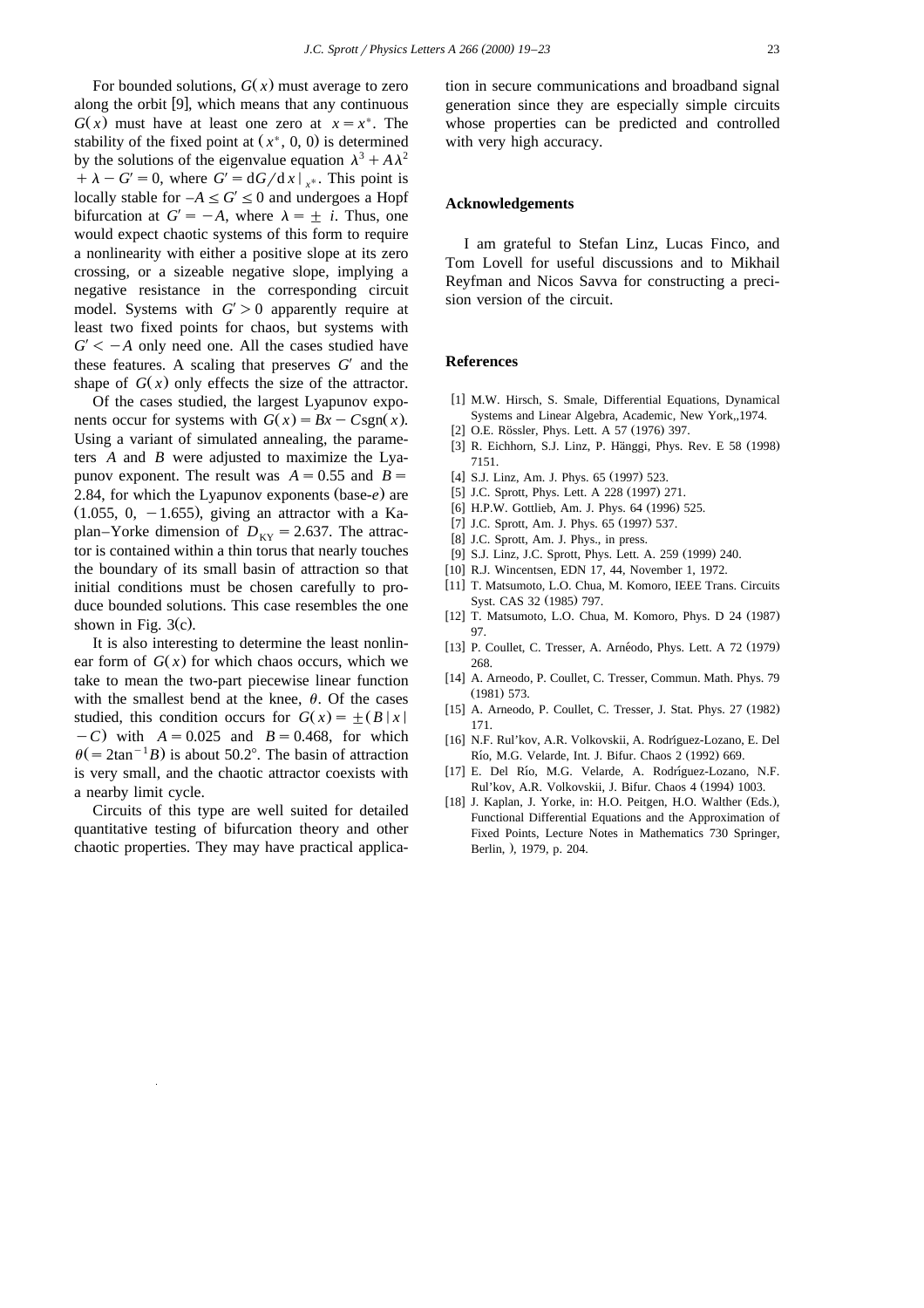For bounded solutions, $G(x)$ must average to zero along the orbit [9], which means that any continuous $G(x)$ must have at least one zero at $x = x^*$. The stability of the fixed point at $(x^*, 0, 0)$ is determined by the solutions of the eigenvalue equation $\lambda^3 + A\lambda^2 + \lambda - G' = 0$, where $G' = dG/dx|_{x^*}$. This point is locally stable for $-A \leq G' \leq 0$ and undergoes a Hopf bifurcation at $G' = -A$, where $\lambda = \pm i$. Thus, one would expect chaotic systems of this form to require a nonlinearity with either a positive slope at its zero crossing, or a sizeable negative slope, implying a negative resistance in the corresponding circuit model. Systems with $G' > 0$ apparently require at least two fixed points for chaos, but systems with $G' < -A$ only need one. All the cases studied have these features. A scaling that preserves $G'$ and the shape of $G(x)$ only effects the size of the attractor.

Of the cases studied, the largest Lyapunov exponents occur for systems with $G(x) = Bx - C\text{sgn}(x)$. Using a variant of simulated annealing, the parameters $A$ and $B$ were adjusted to maximize the Lyapunov exponent. The result was $A = 0.55$ and $B = 2.84$, for which the Lyapunov exponents (base-$e$) are $(1.055, 0, -1.655)$, giving an attractor with a Kaplan–Yorke dimension of $D_{KY} = 2.637$. The attractor is contained within a thin torus that nearly touches the boundary of its small basin of attraction so that initial conditions must be chosen carefully to produce bounded solutions. This case resembles the one shown in Fig. 3(c).

It is also interesting to determine the least nonlinear form of $G(x)$ for which chaos occurs, which we take to mean the two-part piecewise linear function with the smallest bend at the knee, $\theta$. Of the cases studied, this condition occurs for $G(x) = \pm(B|x| - C)$ with $A = 0.025$ and $B = 0.468$, for which $\theta (= 2\tan^{-1}B)$ is about 50.2°. The basin of attraction is very small, and the chaotic attractor coexists with a nearby limit cycle.

Circuits of this type are well suited for detailed quantitative testing of bifurcation theory and other chaotic properties. They may have practical application in secure communications and broadband signal generation since they are especially simple circuits whose properties can be predicted and controlled with very high accuracy.

## Acknowledgements

I am grateful to Stefan Linz, Lucas Finco, and Tom Lovell for useful discussions and to Mikhail Reyfman and Nicos Savva for constructing a precision version of the circuit.

## References

[1] M.W. Hirsch, S. Smale, Differential Equations, Dynamical Systems and Linear Algebra, Academic, New York,,1974.

[2] O.E. Rössler, Phys. Lett. A 57 (1976) 397.

[3] R. Eichhorn, S.J. Linz, P. Hänggi, Phys. Rev. E 58 (1998) 7151.

[4] S.J. Linz, Am. J. Phys. 65 (1997) 523.

[5] J.C. Sprott, Phys. Lett. A 228 (1997) 271.

[6] H.P.W. Gottlieb, Am. J. Phys. 64 (1996) 525.

[7] J.C. Sprott, Am. J. Phys. 65 (1997) 537.

[8] J.C. Sprott, Am. J. Phys., in press.

[9] S.J. Linz, J.C. Sprott, Phys. Lett. 259 (1999) 240.

[10] R.J. Wincentsen, EDN 17, 44, November 1, 1972.

[11] T. Matsumoto, L.O. Chua, M. Komoro, IEEE Trans. Circuits Syst. CAS 32 (1985) 797.

[12] T. Matsumoto, L.O. Chua, M. Komoro, Phys. D 24 (1987) 97.

[13] P. Coullet, C. Tresser, A. Arnéodo, Phys. Lett. A 72 (1979) 268.

[14] A. Arneodo, P. Coullet, C. Tresser, Commun. Math. Phys. 79 (1981) 573.

[15] A. Arneodo, P. Coullet, C. Tresser, J. Stat. Phys. 27 (1982) 171.

[16] N.F. Rul'kov, A.R. Volkovskii, A. Rodrı́guez-Lozano, E. Del Rı́o, M.G. Velarde, Int. J. Bifur. Chaos 2 (1992) 669.

[17] E. Del Rı́o, M.G. Velarde, A. Rodrı́guez-Lozano, N.F. Rul'kov, A.R. Volkovskii, J. Bifur. Chaos 4 (1994) 1003.

[18] J. Kaplan, J. Yorke, in: H.O. Peitgen, H.O. Walther (Eds.), Functional Differential Equations and the Approximation of Fixed Points, Lecture Notes in Mathematics 730 Springer, Berlin, ), 1979, p. 204.